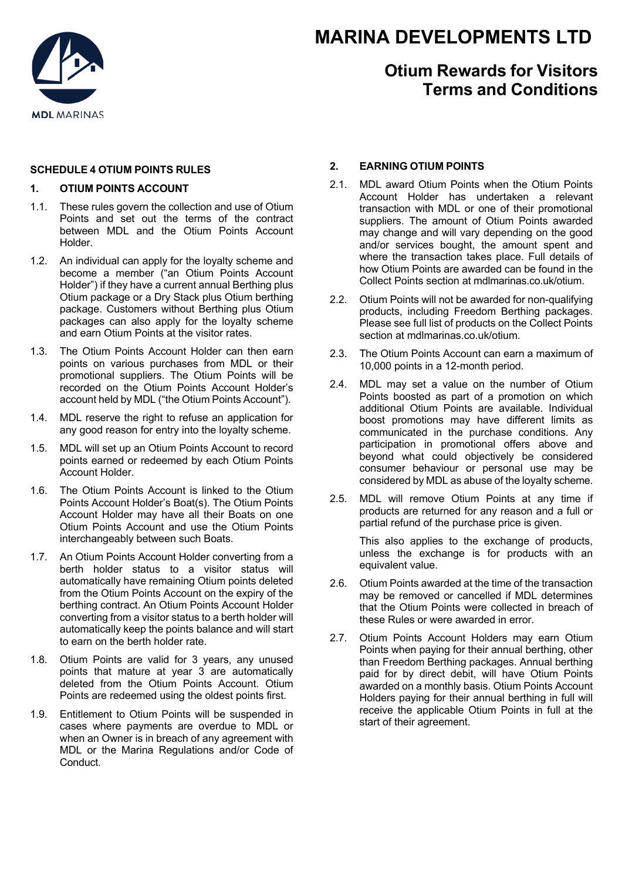# MARINA DEVELOPMENTS LTD

## Otium Rewards for Visitors Terms and Conditions

### SCHEDULE 4 OTIUM POINTS RULES

### 1. OTIUM POINTS ACCOUNT

1.1. These rules govern the collection and use of Otium Points and set out the terms of the contract between MDL and the Otium Points Account Holder.

1.2. An individual can apply for the loyalty scheme and become a member ("an Otium Points Account Holder") if they have a current annual Berthing plus Otium package or a Dry Stack plus Otium berthing package. Customers without Berthing plus Otium packages can also apply for the loyalty scheme and earn Otium Points at the visitor rates.

1.3. The Otium Points Account Holder can then earn points on various purchases from MDL or their promotional suppliers. The Otium Points will be recorded on the Otium Points Account Holder's account held by MDL ("the Otium Points Account").

1.4. MDL reserve the right to refuse an application for any good reason for entry into the loyalty scheme.

1.5. MDL will set up an Otium Points Account to record points earned or redeemed by each Otium Points Account Holder.

1.6. The Otium Points Account is linked to the Otium Points Account Holder's Boat(s). The Otium Points Account Holder may have all their Boats on one Otium Points Account and use the Otium Points interchangeably between such Boats.

1.7. An Otium Points Account Holder converting from a berth holder status to a visitor status will automatically have remaining Otium points deleted from the Otium Points Account on the expiry of the berthing contract. An Otium Points Account Holder converting from a visitor status to a berth holder will automatically keep the points balance and will start to earn on the berth holder rate.

1.8. Otium Points are valid for 3 years, any unused points that mature at year 3 are automatically deleted from the Otium Points Account. Otium Points are redeemed using the oldest points first.

1.9. Entitlement to Otium Points will be suspended in cases where payments are overdue to MDL or when an Owner is in breach of any agreement with MDL or the Marina Regulations and/or Code of Conduct.

### 2. EARNING OTIUM POINTS

2.1. MDL award Otium Points when the Otium Points Account Holder has undertaken a relevant transaction with MDL or one of their promotional suppliers. The amount of Otium Points awarded may change and will vary depending on the good and/or services bought, the amount spent and where the transaction takes place. Full details of how Otium Points are awarded can be found in the Collect Points section at mdlmarinas.co.uk/otium.

2.2. Otium Points will not be awarded for non-qualifying products, including Freedom Berthing packages. Please see full list of products on the Collect Points section at mdlmarinas.co.uk/otium.

2.3. The Otium Points Account can earn a maximum of 10,000 points in a 12-month period.

2.4. MDL may set a value on the number of Otium Points boosted as part of a promotion on which additional Otium Points are available. Individual boost promotions may have different limits as communicated in the purchase conditions. Any participation in promotional offers above and beyond what could objectively be considered consumer behaviour or personal use may be considered by MDL as abuse of the loyalty scheme.

2.5. MDL will remove Otium Points at any time if products are returned for any reason and a full or partial refund of the purchase price is given.

This also applies to the exchange of products, unless the exchange is for products with an equivalent value.

2.6. Otium Points awarded at the time of the transaction may be removed or cancelled if MDL determines that the Otium Points were collected in breach of these Rules or were awarded in error.

2.7. Otium Points Account Holders may earn Otium Points when paying for their annual berthing, other than Freedom Berthing packages. Annual berthing paid for by direct debit, will have Otium Points awarded on a monthly basis. Otium Points Account Holders paying for their annual berthing in full will receive the applicable Otium Points in full at the start of their agreement.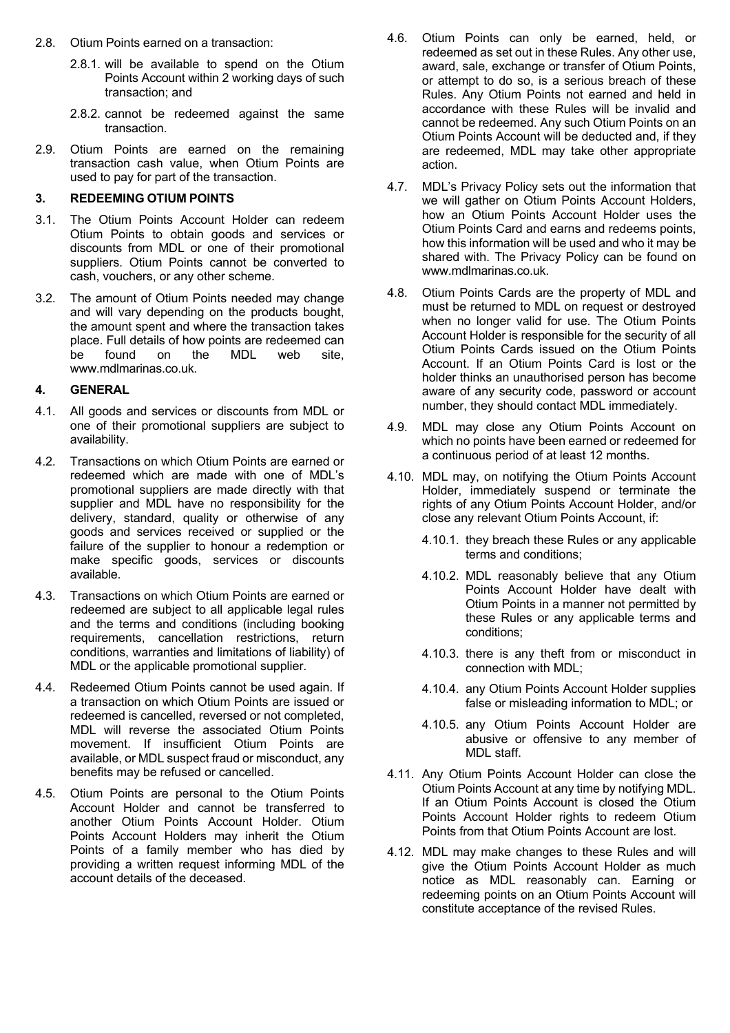2.8. Otium Points earned on a transaction:

2.8.1. will be available to spend on the Otium Points Account within 2 working days of such transaction; and

2.8.2. cannot be redeemed against the same transaction.

2.9. Otium Points are earned on the remaining transaction cash value, when Otium Points are used to pay for part of the transaction.

### 3. REDEEMING OTIUM POINTS

3.1. The Otium Points Account Holder can redeem Otium Points to obtain goods and services or discounts from MDL or one of their promotional suppliers. Otium Points cannot be converted to cash, vouchers, or any other scheme.

3.2. The amount of Otium Points needed may change and will vary depending on the products bought, the amount spent and where the transaction takes place. Full details of how points are redeemed can be found on the MDL web site, www.mdlmarinas.co.uk.

### 4. GENERAL

4.1. All goods and services or discounts from MDL or one of their promotional suppliers are subject to availability.

4.2. Transactions on which Otium Points are earned or redeemed which are made with one of MDL's promotional suppliers are made directly with that supplier and MDL have no responsibility for the delivery, standard, quality or otherwise of any goods and services received or supplied or the failure of the supplier to honour a redemption or make specific goods, services or discounts available.

4.3. Transactions on which Otium Points are earned or redeemed are subject to all applicable legal rules and the terms and conditions (including booking requirements, cancellation restrictions, return conditions, warranties and limitations of liability) of MDL or the applicable promotional supplier.

4.4. Redeemed Otium Points cannot be used again. If a transaction on which Otium Points are issued or redeemed is cancelled, reversed or not completed, MDL will reverse the associated Otium Points movement. If insufficient Otium Points are available, or MDL suspect fraud or misconduct, any benefits may be refused or cancelled.

4.5. Otium Points are personal to the Otium Points Account Holder and cannot be transferred to another Otium Points Account Holder. Otium Points Account Holders may inherit the Otium Points of a family member who has died by providing a written request informing MDL of the account details of the deceased.

4.6. Otium Points can only be earned, held, or redeemed as set out in these Rules. Any other use, award, sale, exchange or transfer of Otium Points, or attempt to do so, is a serious breach of these Rules. Any Otium Points not earned and held in accordance with these Rules will be invalid and cannot be redeemed. Any such Otium Points on an Otium Points Account will be deducted and, if they are redeemed, MDL may take other appropriate action.

4.7. MDL's Privacy Policy sets out the information that we will gather on Otium Points Account Holders, how an Otium Points Account Holder uses the Otium Points Card and earns and redeems points, how this information will be used and who it may be shared with. The Privacy Policy can be found on www.mdlmarinas.co.uk.

4.8. Otium Points Cards are the property of MDL and must be returned to MDL on request or destroyed when no longer valid for use. The Otium Points Account Holder is responsible for the security of all Otium Points Cards issued on the Otium Points Account. If an Otium Points Card is lost or the holder thinks an unauthorised person has become aware of any security code, password or account number, they should contact MDL immediately.

4.9. MDL may close any Otium Points Account on which no points have been earned or redeemed for a continuous period of at least 12 months.

4.10. MDL may, on notifying the Otium Points Account Holder, immediately suspend or terminate the rights of any Otium Points Account Holder, and/or close any relevant Otium Points Account, if:

4.10.1. they breach these Rules or any applicable terms and conditions;

4.10.2. MDL reasonably believe that any Otium Points Account Holder have dealt with Otium Points in a manner not permitted by these Rules or any applicable terms and conditions;

4.10.3. there is any theft from or misconduct in connection with MDL;

4.10.4. any Otium Points Account Holder supplies false or misleading information to MDL; or

4.10.5. any Otium Points Account Holder are abusive or offensive to any member of MDL staff.

4.11. Any Otium Points Account Holder can close the Otium Points Account at any time by notifying MDL. If an Otium Points Account is closed the Otium Points Account Holder rights to redeem Otium Points from that Otium Points Account are lost.

4.12. MDL may make changes to these Rules and will give the Otium Points Account Holder as much notice as MDL reasonably can. Earning or redeeming points on an Otium Points Account will constitute acceptance of the revised Rules.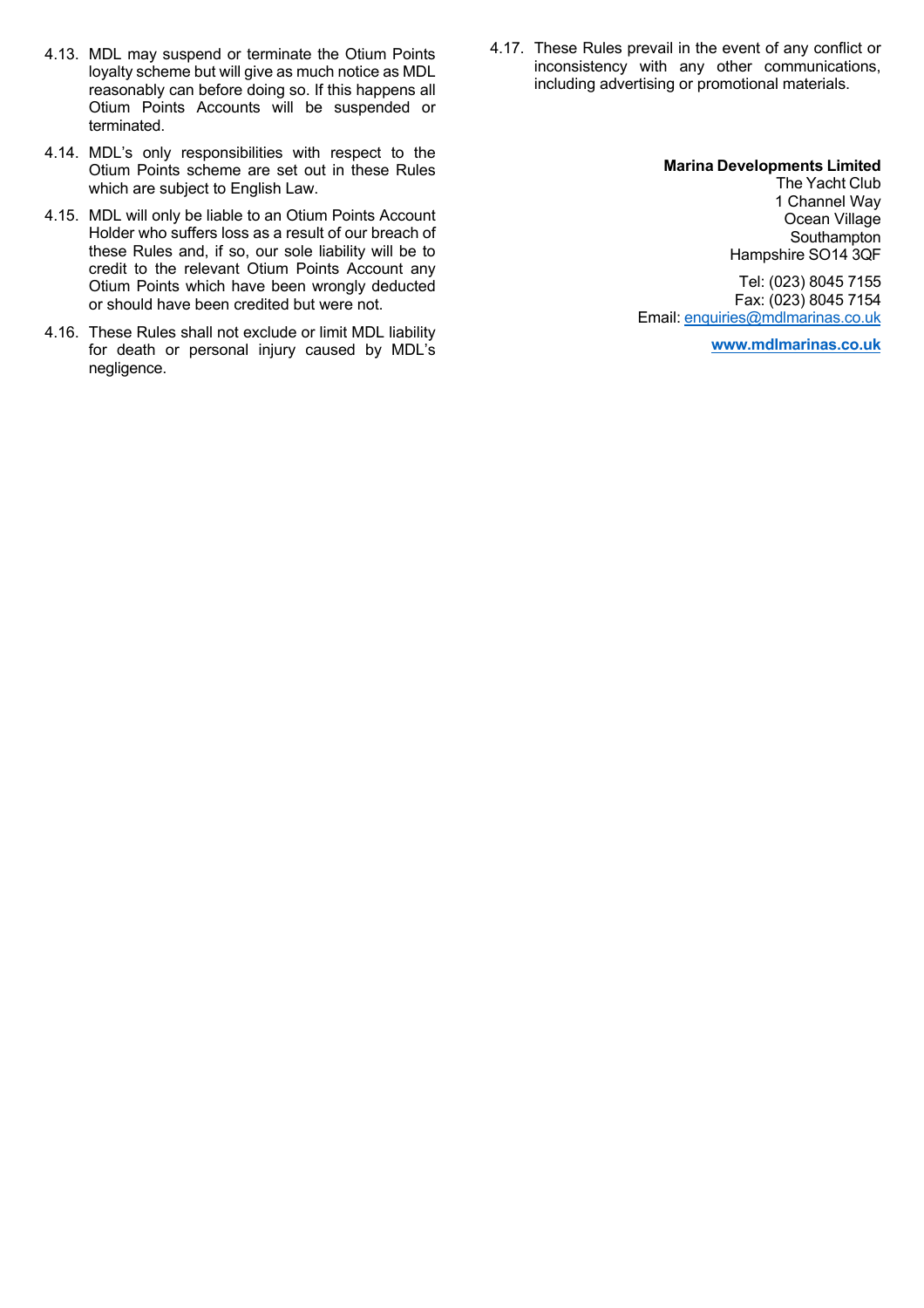4.13. MDL may suspend or terminate the Otium Points loyalty scheme but will give as much notice as MDL reasonably can before doing so. If this happens all Otium Points Accounts will be suspended or terminated.

4.14. MDL's only responsibilities with respect to the Otium Points scheme are set out in these Rules which are subject to English Law.

4.15. MDL will only be liable to an Otium Points Account Holder who suffers loss as a result of our breach of these Rules and, if so, our sole liability will be to credit to the relevant Otium Points Account any Otium Points which have been wrongly deducted or should have been credited but were not.

4.16. These Rules shall not exclude or limit MDL liability for death or personal injury caused by MDL's negligence.

4.17. These Rules prevail in the event of any conflict or inconsistency with any other communications, including advertising or promotional materials.

**Marina Developments Limited**
The Yacht Club
1 Channel Way
Ocean Village
Southampton
Hampshire SO14 3QF

Tel: (023) 8045 7155
Fax: (023) 8045 7154
Email: enquiries@mdlmarinas.co.uk

**www.mdlmarinas.co.uk**